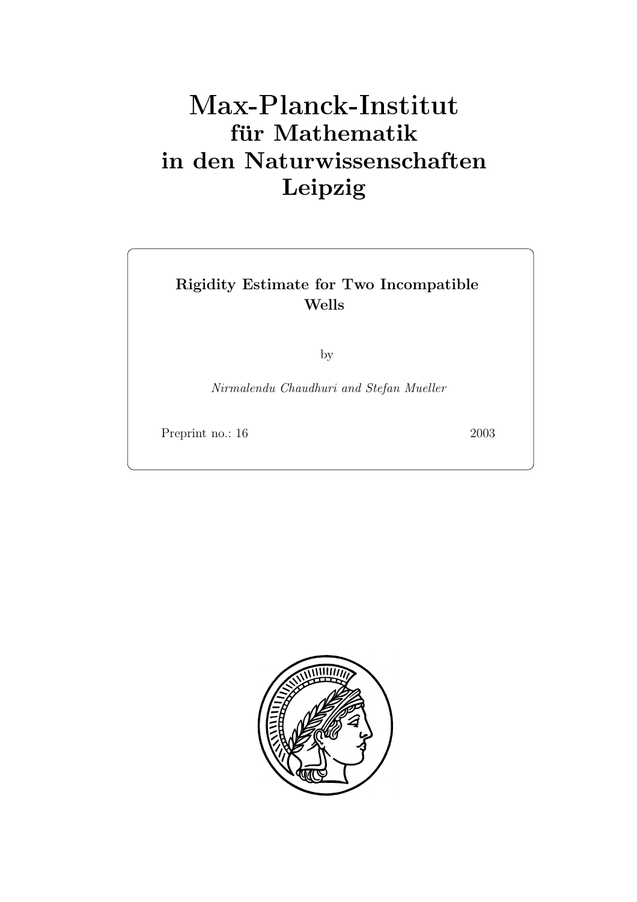# Max-Planck-Institut für Mathematik in den Naturwissenschaften Leipzig

**Rigidity Estimate for Two Incompatible Wells**

by

*Nirmalendu Chaudhuri and Stefan Mueller*

Preprint no.: 16 2003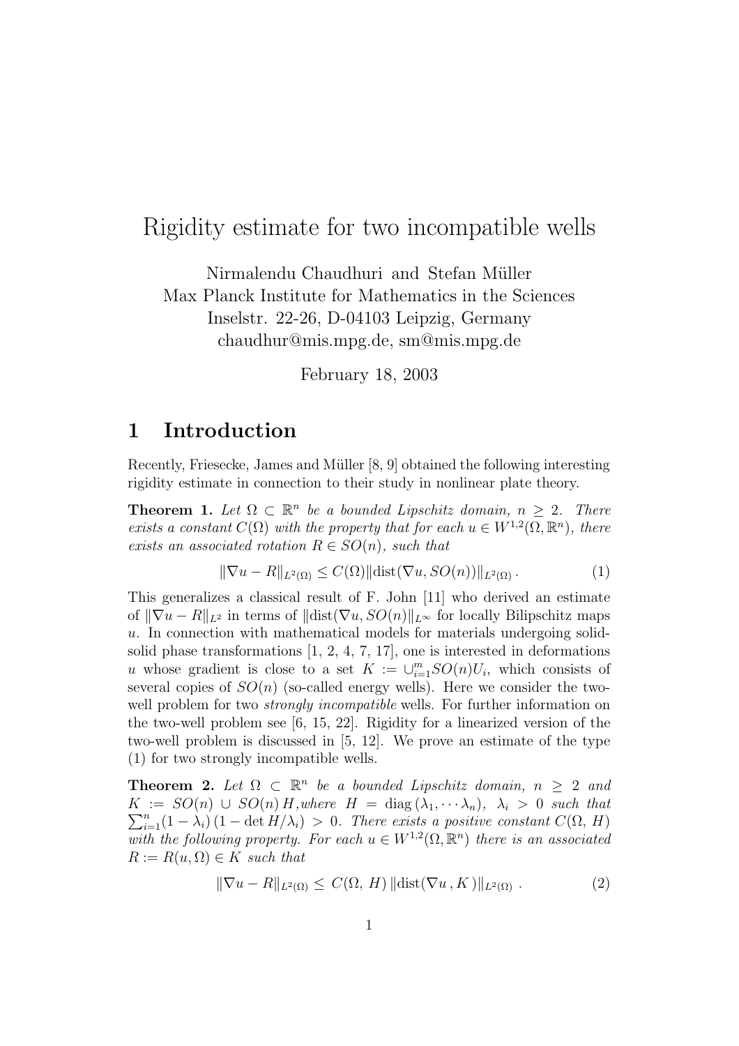# Rigidity estimate for two incompatible wells

Nirmalendu Chaudhuri and Stefan Müller
Max Planck Institute for Mathematics in the Sciences
Inselstr. 22-26, D-04103 Leipzig, Germany
chaudhur@mis.mpg.de, sm@mis.mpg.de

February 18, 2003

## 1 Introduction

Recently, Friesecke, James and Müller [8, 9] obtained the following interesting rigidity estimate in connection to their study in nonlinear plate theory.

**Theorem 1.** *Let $\Omega \subset \mathbb{R}^n$ be a bounded Lipschitz domain, $n \geq 2$. There exists a constant $C(\Omega)$ with the property that for each $u \in W^{1,2}(\Omega, \mathbb{R}^n)$, there exists an associated rotation $R \in SO(n)$, such that*

$$\|\nabla u - R\|_{L^2(\Omega)} \leq C(\Omega) \|\mathrm{dist}(\nabla u, SO(n))\|_{L^2(\Omega)} . \tag{1}$$

This generalizes a classical result of F. John [11] who derived an estimate of $\|\nabla u - R\|_{L^2}$ in terms of $\|\mathrm{dist}(\nabla u, SO(n))\|_{L^\infty}$ for locally Bilipschitz maps $u$. In connection with mathematical models for materials undergoing solid-solid phase transformations [1, 2, 4, 7, 17], one is interested in deformations $u$ whose gradient is close to a set $K := \cup_{i=1}^m SO(n)U_i$, which consists of several copies of $SO(n)$ (so-called energy wells). Here we consider the two-well problem for two *strongly incompatible* wells. For further information on the two-well problem see [6, 15, 22]. Rigidity for a linearized version of the two-well problem is discussed in [5, 12]. We prove an estimate of the type (1) for two strongly incompatible wells.

**Theorem 2.** *Let $\Omega \subset \mathbb{R}^n$ be a bounded Lipschitz domain, $n \geq 2$ and $K := SO(n) \cup SO(n)\, H$, where $H = \mathrm{diag}\,(\lambda_1, \cdots \lambda_n)$, $\lambda_i > 0$ such that $\sum_{i=1}^n (1 - \lambda_i)\,(1 - \det H/\lambda_i) > 0$. There exists a positive constant $C(\Omega,\, H)$ with the following property. For each $u \in W^{1,2}(\Omega, \mathbb{R}^n)$ there is an associated $R := R(u, \Omega) \in K$ such that*

$$\|\nabla u - R\|_{L^2(\Omega)} \leq \, C(\Omega,\, H)\, \|\mathrm{dist}(\nabla u\, , K\,)\|_{L^2(\Omega)} \; . \tag{2}$$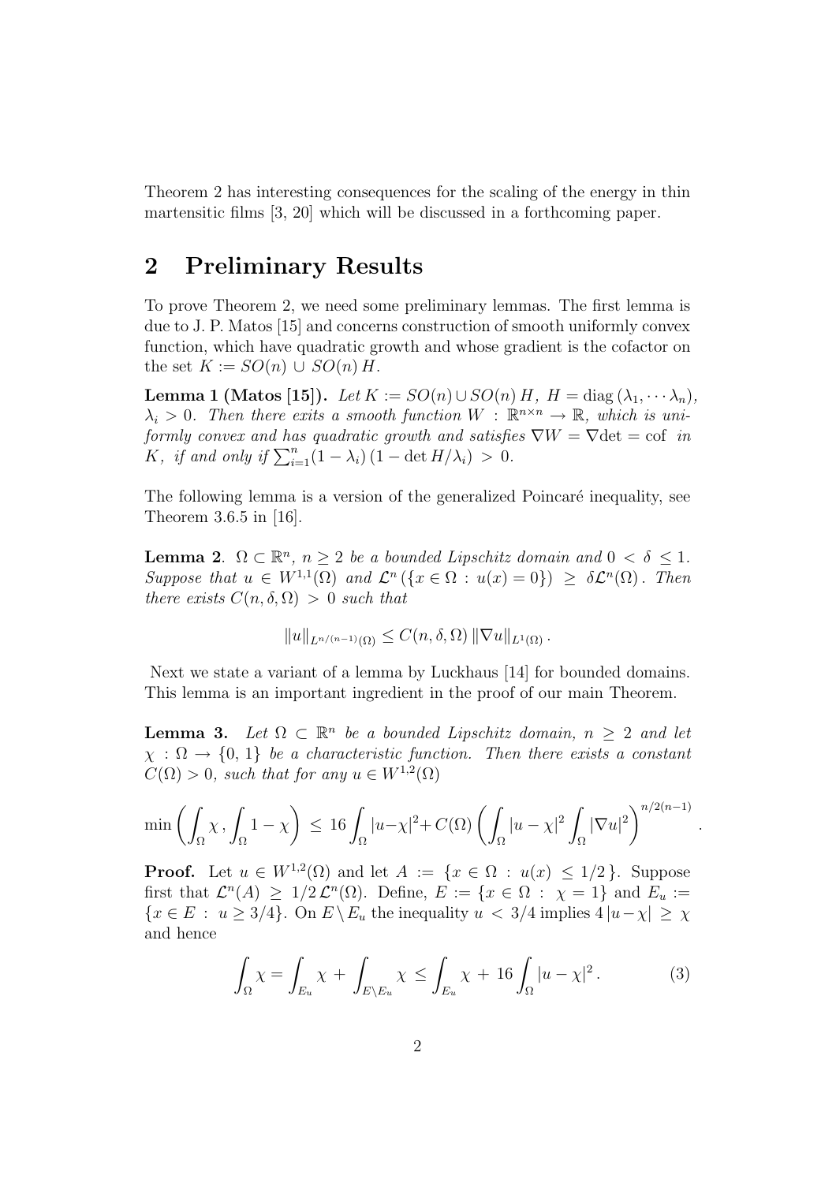Theorem 2 has interesting consequences for the scaling of the energy in thin martensitic films [3, 20] which will be discussed in a forthcoming paper.

## 2 Preliminary Results

To prove Theorem 2, we need some preliminary lemmas. The first lemma is due to J. P. Matos [15] and concerns construction of smooth uniformly convex function, which have quadratic growth and whose gradient is the cofactor on the set $K := SO(n) \cup SO(n)\, H$.

**Lemma 1 (Matos [15]).** *Let $K := SO(n) \cup SO(n)\, H$, $H = \operatorname{diag}(\lambda_1, \cdots \lambda_n)$, $\lambda_i > 0$. Then there exits a smooth function $W : \mathbb{R}^{n\times n} \to \mathbb{R}$, which is uniformly convex and has quadratic growth and satisfies $\nabla W = \nabla \det = \operatorname{cof}$ in $K$, if and only if $\sum_{i=1}^{n}(1-\lambda_i)\,(1 - \det H/\lambda_i) > 0$.*

The following lemma is a version of the generalized Poincaré inequality, see Theorem 3.6.5 in [16].

**Lemma 2**. *$\Omega \subset \mathbb{R}^n$, $n \geq 2$ be a bounded Lipschitz domain and $0 < \delta \leq 1$. Suppose that $u \in W^{1,1}(\Omega)$ and $\mathcal{L}^n(\{x \in \Omega : u(x) = 0\}) \geq \delta \mathcal{L}^n(\Omega)$. Then there exists $C(n, \delta, \Omega) > 0$ such that*

$$\|u\|_{L^{n/(n-1)}(\Omega)} \leq C(n, \delta, \Omega)\, \|\nabla u\|_{L^1(\Omega)}\,.$$

Next we state a variant of a lemma by Luckhaus [14] for bounded domains. This lemma is an important ingredient in the proof of our main Theorem.

**Lemma 3.** *Let $\Omega \subset \mathbb{R}^n$ be a bounded Lipschitz domain, $n \geq 2$ and let $\chi : \Omega \to \{0, 1\}$ be a characteristic function. Then there exists a constant $C(\Omega) > 0$, such that for any $u \in W^{1,2}(\Omega)$*

$$\min\left(\int_\Omega \chi\,, \int_\Omega 1-\chi\right) \,\leq\, 16\int_\Omega |u-\chi|^2 + C(\Omega)\left(\int_\Omega |u-\chi|^2 \int_\Omega |\nabla u|^2\right)^{n/2(n-1)}.$$

**Proof.** Let $u \in W^{1,2}(\Omega)$ and let $A := \{x \in \Omega : u(x) \leq 1/2\}$. Suppose first that $\mathcal{L}^n(A) \geq 1/2\, \mathcal{L}^n(\Omega)$. Define, $E := \{x \in \Omega : \chi = 1\}$ and $E_u := \{x \in E : u \geq 3/4\}$. On $E \setminus E_u$ the inequality $u < 3/4$ implies $4\,|u-\chi| \geq \chi$ and hence

$$\int_\Omega \chi = \int_{E_u} \chi + \int_{E\setminus E_u} \chi \leq \int_{E_u} \chi + 16\int_\Omega |u-\chi|^2\,. \tag{3}$$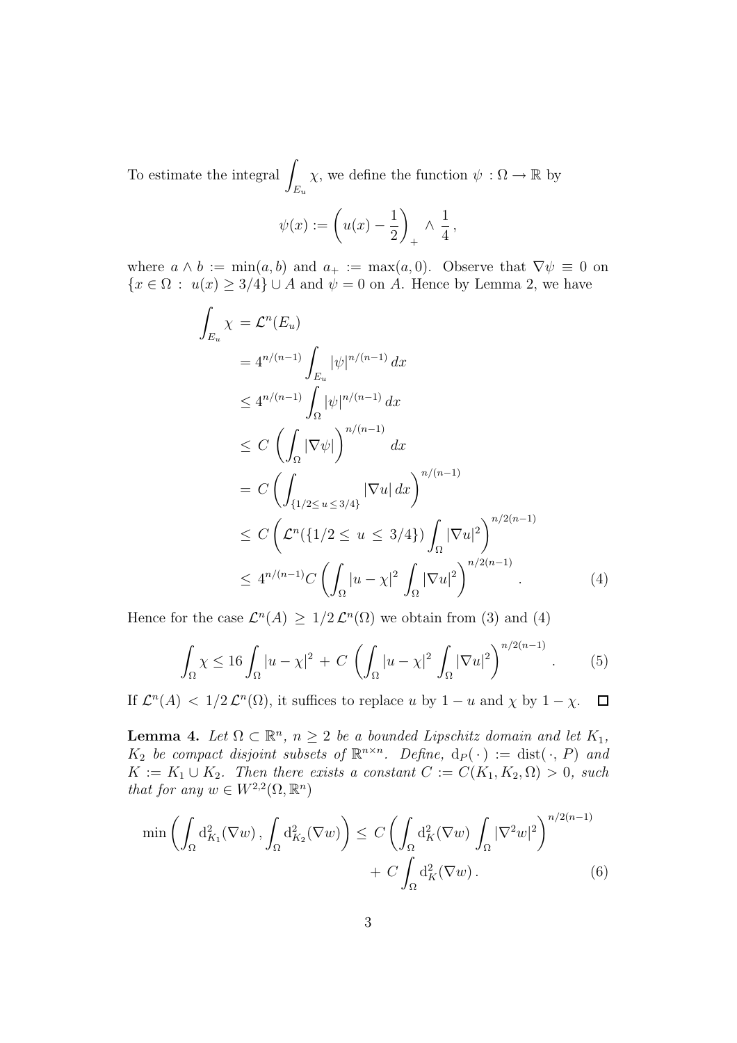To estimate the integral $\int_{E_u} \chi$, we define the function $\psi : \Omega \to \mathbb{R}$ by

$$\psi(x) := \left(u(x) - \frac{1}{2}\right)_+ \wedge \frac{1}{4},$$

where $a \wedge b := \min(a, b)$ and $a_+ := \max(a, 0)$. Observe that $\nabla\psi \equiv 0$ on $\{x \in \Omega \,:\, u(x) \geq 3/4\} \cup A$ and $\psi = 0$ on $A$. Hence by Lemma 2, we have

$$\begin{aligned}
\int_{E_u} \chi &= \mathcal{L}^n(E_u) \\
&= 4^{n/(n-1)} \int_{E_u} |\psi|^{n/(n-1)}\, dx \\
&\leq 4^{n/(n-1)} \int_{\Omega} |\psi|^{n/(n-1)}\, dx \\
&\leq C \left( \int_{\Omega} |\nabla\psi| \right)^{n/(n-1)} dx \\
&= C \left( \int_{\{1/2 \leq u \leq 3/4\}} |\nabla u|\, dx \right)^{n/(n-1)} \\
&\leq C \left( \mathcal{L}^n(\{1/2 \leq u \leq 3/4\}) \int_{\Omega} |\nabla u|^2 \right)^{n/2(n-1)} \\
&\leq 4^{n/(n-1)} C \left( \int_{\Omega} |u - \chi|^2 \int_{\Omega} |\nabla u|^2 \right)^{n/2(n-1)} . \qquad (4)
\end{aligned}$$

Hence for the case $\mathcal{L}^n(A) \geq 1/2\, \mathcal{L}^n(\Omega)$ we obtain from (3) and (4)

$$\int_{\Omega} \chi \leq 16 \int_{\Omega} |u - \chi|^2 + C \left( \int_{\Omega} |u - \chi|^2 \int_{\Omega} |\nabla u|^2 \right)^{n/2(n-1)} . \qquad (5)$$

If $\mathcal{L}^n(A) < 1/2\, \mathcal{L}^n(\Omega)$, it suffices to replace $u$ by $1 - u$ and $\chi$ by $1 - \chi$. $\square$

**Lemma 4.** *Let $\Omega \subset \mathbb{R}^n$, $n \geq 2$ be a bounded Lipschitz domain and let $K_1$, $K_2$ be compact disjoint subsets of $\mathbb{R}^{n \times n}$. Define, $\mathrm{d}_P(\cdot) := \mathrm{dist}(\cdot, P)$ and $K := K_1 \cup K_2$. Then there exists a constant $C := C(K_1, K_2, \Omega) > 0$, such that for any $w \in W^{2,2}(\Omega, \mathbb{R}^n)$*

$$\min\left( \int_{\Omega} \mathrm{d}^2_{K_1}(\nabla w)\, , \int_{\Omega} \mathrm{d}^2_{K_2}(\nabla w) \right) \leq C \left( \int_{\Omega} \mathrm{d}^2_{K}(\nabla w) \int_{\Omega} |\nabla^2 w|^2 \right)^{n/2(n-1)} + C \int_{\Omega} \mathrm{d}^2_{K}(\nabla w) . \qquad (6)$$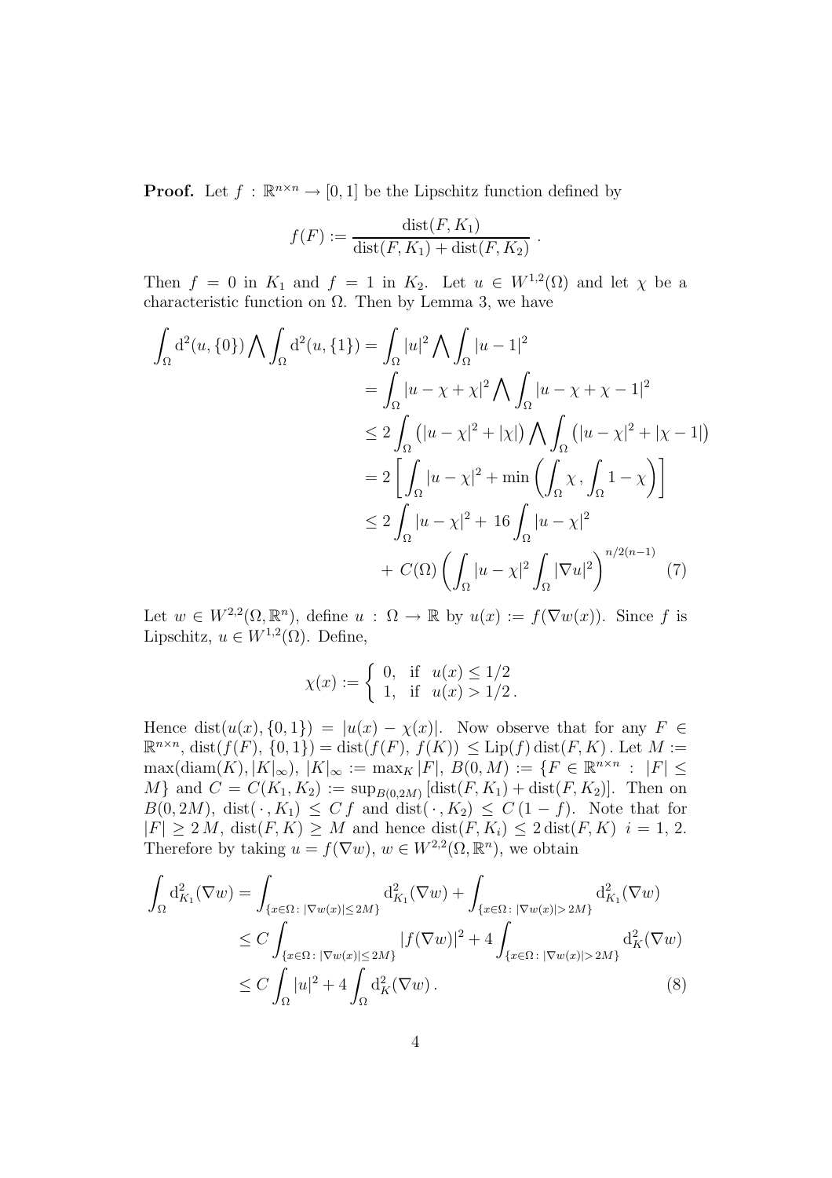**Proof.** Let $f : \mathbb{R}^{n\times n} \to [0,1]$ be the Lipschitz function defined by

$$f(F) := \frac{\operatorname{dist}(F, K_1)}{\operatorname{dist}(F, K_1) + \operatorname{dist}(F, K_2)}\ .$$

Then $f = 0$ in $K_1$ and $f = 1$ in $K_2$. Let $u \in W^{1,2}(\Omega)$ and let $\chi$ be a characteristic function on $\Omega$. Then by Lemma 3, we have

$$\begin{aligned}
\int_\Omega \mathrm{d}^2(u,\{0\}) \bigwedge \int_\Omega \mathrm{d}^2(u,\{1\}) &= \int_\Omega |u|^2 \bigwedge \int_\Omega |u-1|^2 \\
&= \int_\Omega |u-\chi+\chi|^2 \bigwedge \int_\Omega |u-\chi+\chi-1|^2 \\
&\le 2\int_\Omega \big(|u-\chi|^2 + |\chi|\big) \bigwedge \int_\Omega \big(|u-\chi|^2 + |\chi-1|\big) \\
&= 2\left[\int_\Omega |u-\chi|^2 + \min\left(\int_\Omega \chi\,,\int_\Omega 1-\chi\right)\right] \\
&\le 2\int_\Omega |u-\chi|^2 + 16\int_\Omega |u-\chi|^2 \\
&\quad +\, C(\Omega)\left(\int_\Omega |u-\chi|^2 \int_\Omega |\nabla u|^2\right)^{n/2(n-1)} \qquad (7)
\end{aligned}$$

Let $w \in W^{2,2}(\Omega,\mathbb{R}^n)$, define $u : \Omega \to \mathbb{R}$ by $u(x) := f(\nabla w(x))$. Since $f$ is Lipschitz, $u \in W^{1,2}(\Omega)$. Define,

$$\chi(x) := \begin{cases} 0, & \text{if } \ u(x) \le 1/2 \\ 1, & \text{if } \ u(x) > 1/2\,. \end{cases}$$

Hence $\operatorname{dist}(u(x),\{0,1\}) = |u(x) - \chi(x)|$. Now observe that for any $F \in \mathbb{R}^{n\times n}$, $\operatorname{dist}(f(F),\,\{0,1\}) = \operatorname{dist}(f(F),\,f(K)) \le \operatorname{Lip}(f)\operatorname{dist}(F,K)$. Let $M := \max(\operatorname{diam}(K), |K|_\infty)$, $|K|_\infty := \max_K |F|$, $B(0,M) := \{F \in \mathbb{R}^{n\times n} : |F| \le M\}$ and $C = C(K_1,K_2) := \sup_{B(0,2M)} [\operatorname{dist}(F,K_1) + \operatorname{dist}(F,K_2)]$. Then on $B(0,2M)$, $\operatorname{dist}(\,\cdot\,,K_1) \le C\,f$ and $\operatorname{dist}(\,\cdot\,,K_2) \le C\,(1-f)$. Note that for $|F| \ge 2\,M$, $\operatorname{dist}(F,K) \ge M$ and hence $\operatorname{dist}(F,K_i) \le 2\operatorname{dist}(F,K)$ $\ i = 1,\,2$. Therefore by taking $u = f(\nabla w)$, $w \in W^{2,2}(\Omega,\mathbb{R}^n)$, we obtain

$$\begin{aligned}
\int_\Omega \mathrm{d}^2_{K_1}(\nabla w) &= \int_{\{x\in\Omega\,:\,|\nabla w(x)|\le 2M\}} \mathrm{d}^2_{K_1}(\nabla w) + \int_{\{x\in\Omega\,:\,|\nabla w(x)|> 2M\}} \mathrm{d}^2_{K_1}(\nabla w) \\
&\le C\int_{\{x\in\Omega\,:\,|\nabla w(x)|\le 2M\}} |f(\nabla w)|^2 + 4\int_{\{x\in\Omega\,:\,|\nabla w(x)|> 2M\}} \mathrm{d}^2_{K}(\nabla w) \\
&\le C\int_\Omega |u|^2 + 4\int_\Omega \mathrm{d}^2_K(\nabla w)\,. \qquad (8)
\end{aligned}$$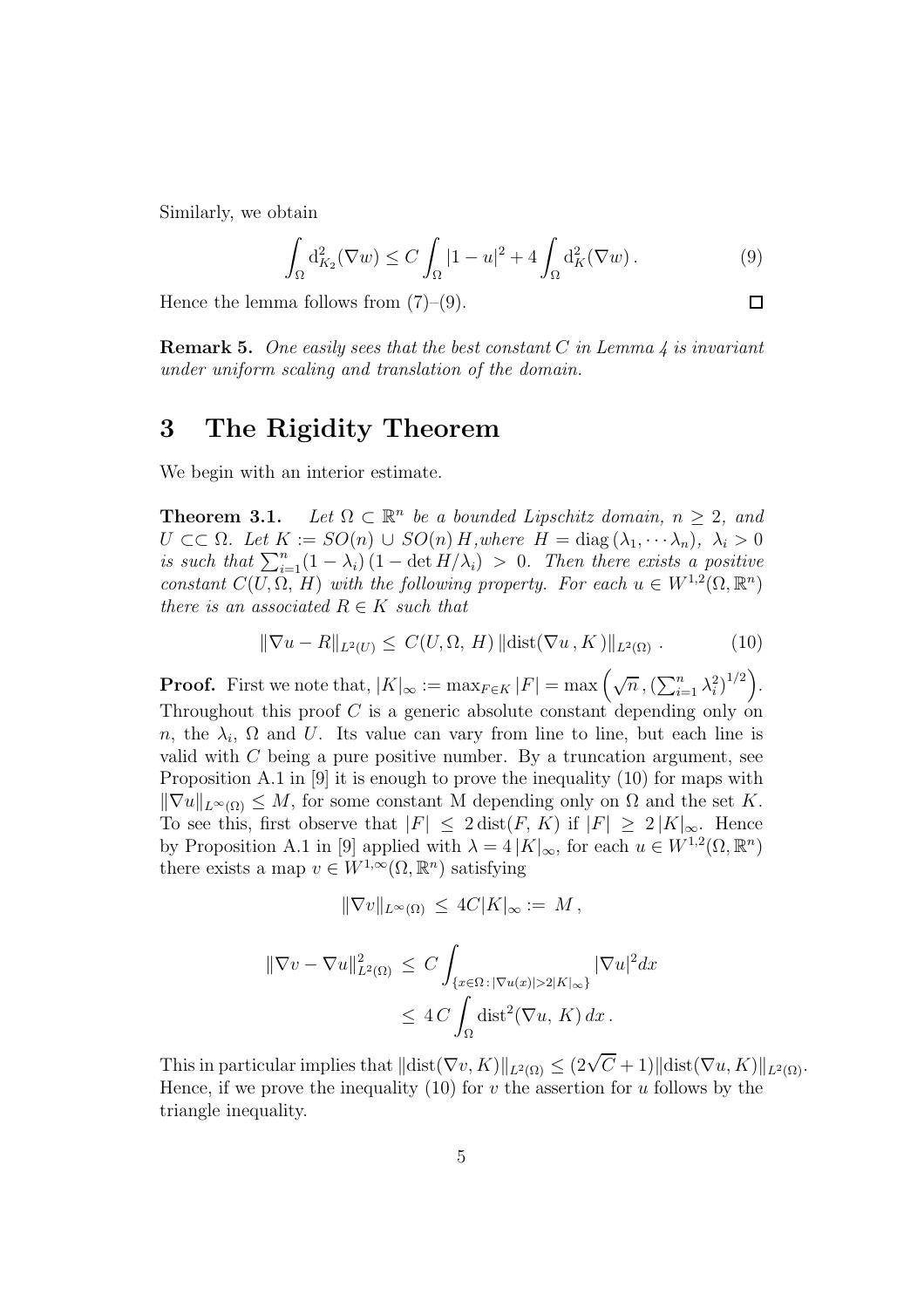Similarly, we obtain

$$\int_{\Omega} \mathrm{d}^2_{K_2}(\nabla w) \leq C \int_{\Omega} |1-u|^2 + 4 \int_{\Omega} \mathrm{d}^2_K(\nabla w)\,. \tag{9}$$

Hence the lemma follows from (7)–(9). $\square$

**Remark 5.** *One easily sees that the best constant $C$ in Lemma 4 is invariant under uniform scaling and translation of the domain.*

# 3 The Rigidity Theorem

We begin with an interior estimate.

**Theorem 3.1.** *Let $\Omega \subset \mathbb{R}^n$ be a bounded Lipschitz domain, $n \geq 2$, and $U \subset\subset \Omega$. Let $K := SO(n) \cup SO(n)\,H$, where $H = \operatorname{diag}(\lambda_1, \cdots \lambda_n)$, $\lambda_i > 0$ is such that $\sum_{i=1}^n (1-\lambda_i)\,(1 - \det H/\lambda_i) > 0$. Then there exists a positive constant $C(U, \Omega, H)$ with the following property. For each $u \in W^{1,2}(\Omega, \mathbb{R}^n)$ there is an associated $R \in K$ such that*

$$\|\nabla u - R\|_{L^2(U)} \leq C(U, \Omega, H)\, \|\mathrm{dist}(\nabla u\,, K\,)\|_{L^2(\Omega)}\,. \tag{10}$$

**Proof.** First we note that, $|K|_\infty := \max_{F \in K} |F| = \max\left(\sqrt{n}\,, (\sum_{i=1}^n \lambda_i^2)^{1/2}\right)$. Throughout this proof $C$ is a generic absolute constant depending only on $n$, the $\lambda_i$, $\Omega$ and $U$. Its value can vary from line to line, but each line is valid with $C$ being a pure positive number. By a truncation argument, see Proposition A.1 in [9] it is enough to prove the inequality (10) for maps with $\|\nabla u\|_{L^\infty(\Omega)} \leq M$, for some constant M depending only on $\Omega$ and the set $K$. To see this, first observe that $|F| \leq 2\,\mathrm{dist}(F, K)$ if $|F| \geq 2\,|K|_\infty$. Hence by Proposition A.1 in [9] applied with $\lambda = 4\,|K|_\infty$, for each $u \in W^{1,2}(\Omega, \mathbb{R}^n)$ there exists a map $v \in W^{1,\infty}(\Omega, \mathbb{R}^n)$ satisfying

$$\|\nabla v\|_{L^\infty(\Omega)} \leq 4C|K|_\infty := M\,,$$

$$\begin{aligned}
\|\nabla v - \nabla u\|^2_{L^2(\Omega)} &\leq C \int_{\{x \in \Omega\,:\,|\nabla u(x)| > 2|K|_\infty\}} |\nabla u|^2 dx \\
&\leq 4\,C \int_{\Omega} \mathrm{dist}^2(\nabla u,\, K)\, dx\,.
\end{aligned}$$

This in particular implies that $\|\mathrm{dist}(\nabla v, K)\|_{L^2(\Omega)} \leq (2\sqrt{C}+1)\|\mathrm{dist}(\nabla u, K)\|_{L^2(\Omega)}$. Hence, if we prove the inequality (10) for $v$ the assertion for $u$ follows by the triangle inequality.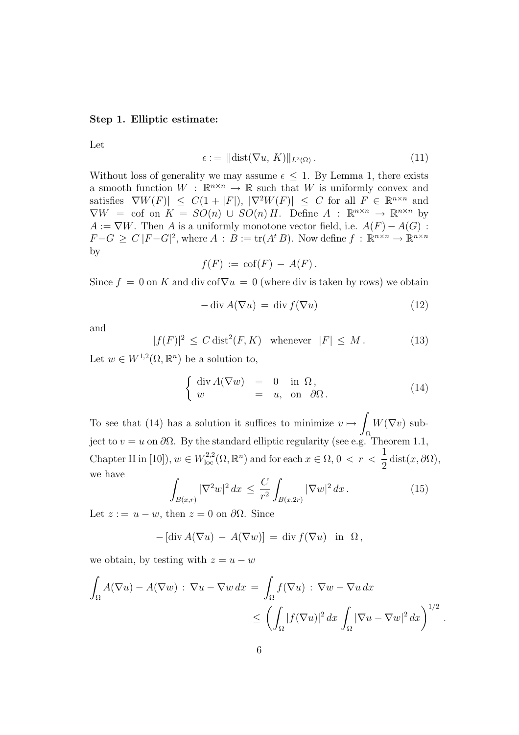**Step 1. Elliptic estimate:**

Let

$$\epsilon := \|\mathrm{dist}(\nabla u,\, K)\|_{L^2(\Omega)}\,. \tag{11}$$

Without loss of generality we may assume $\epsilon \le 1$. By Lemma 1, there exists a smooth function $W : \mathbb{R}^{n\times n} \to \mathbb{R}$ such that $W$ is uniformly convex and satisfies $|\nabla W(F)| \le C(1+|F|)$, $|\nabla^2 W(F)| \le C$ for all $F \in \mathbb{R}^{n\times n}$ and $\nabla W = \mathrm{cof}$ on $K = SO(n) \cup SO(n)\,H$. Define $A : \mathbb{R}^{n\times n} \to \mathbb{R}^{n\times n}$ by $A := \nabla W$. Then $A$ is a uniformly monotone vector field, i.e. $A(F) - A(G) : F - G \ge C\,|F-G|^2$, where $A : B := \mathrm{tr}(A^t B)$. Now define $f : \mathbb{R}^{n\times n} \to \mathbb{R}^{n\times n}$ by

$$f(F) := \mathrm{cof}(F) - A(F)\,.$$

Since $f = 0$ on $K$ and $\mathrm{div}\,\mathrm{cof}\nabla u = 0$ (where div is taken by rows) we obtain

$$-\,\mathrm{div}\,A(\nabla u) = \mathrm{div}\,f(\nabla u) \tag{12}$$

and

$$|f(F)|^2 \le C\,\mathrm{dist}^2(F,K) \quad \text{whenever} \quad |F| \le M\,. \tag{13}$$

Let $w \in W^{1,2}(\Omega,\mathbb{R}^n)$ be a solution to,

$$\begin{cases} \mathrm{div}\,A(\nabla w) &= 0 \quad \text{in } \Omega\,, \\ w &= u, \quad \text{on } \partial\Omega\,. \end{cases} \tag{14}$$

To see that (14) has a solution it suffices to minimize $v \mapsto \displaystyle\int_\Omega W(\nabla v)$ subject to $v = u$ on $\partial\Omega$. By the standard elliptic regularity (see e.g. Theorem 1.1, Chapter II in [10]), $w \in W^{2,2}_{\mathrm{loc}}(\Omega,\mathbb{R}^n)$ and for each $x \in \Omega$, $0 < r < \dfrac{1}{2}\mathrm{dist}(x,\partial\Omega)$, we have

$$\int_{B(x,r)} |\nabla^2 w|^2\,dx \le \frac{C}{r^2}\int_{B(x,2r)} |\nabla w|^2\,dx\,. \tag{15}$$

Let $z := u - w$, then $z = 0$ on $\partial\Omega$. Since

$$-\,[\mathrm{div}\,A(\nabla u) - A(\nabla w)] = \mathrm{div}\,f(\nabla u) \quad \text{in } \Omega\,,$$

we obtain, by testing with $z = u - w$

$$\begin{aligned}\int_\Omega A(\nabla u) - A(\nabla w) : \nabla u - \nabla w\,dx &= \int_\Omega f(\nabla u) : \nabla w - \nabla u\,dx \\ &\le \left(\int_\Omega |f(\nabla u)|^2\,dx \int_\Omega |\nabla u - \nabla w|^2\,dx\right)^{1/2}.\end{aligned}$$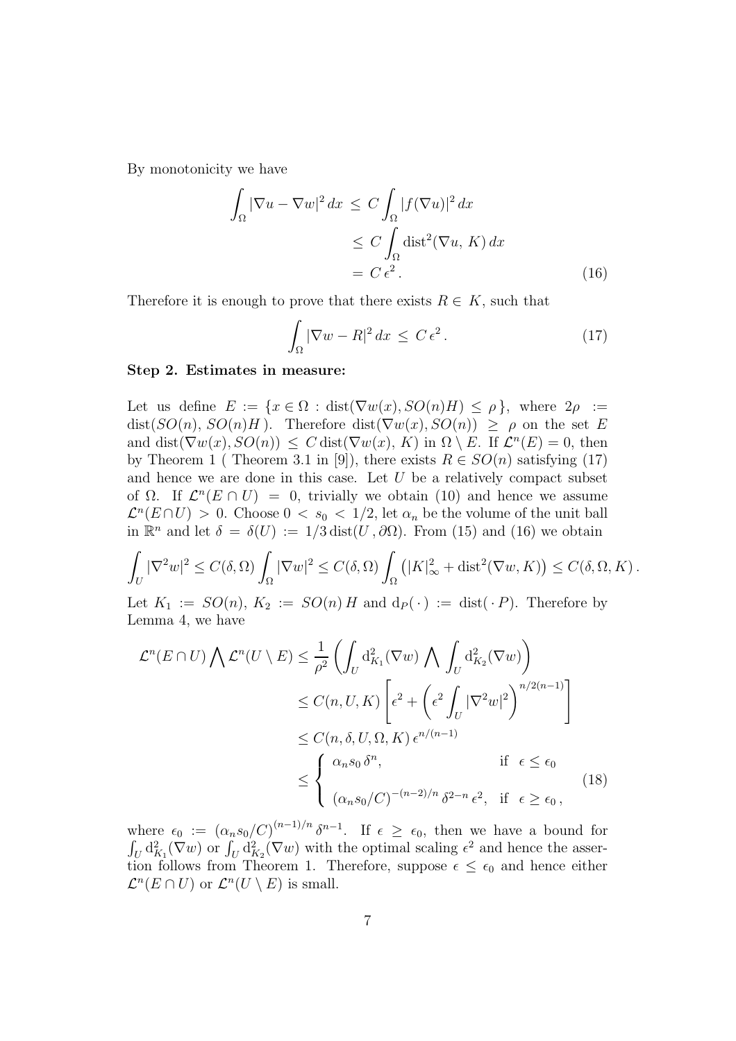By monotonicity we have

$$
\begin{aligned}
\int_\Omega |\nabla u - \nabla w|^2 \, dx \; &\leq \; C \int_\Omega |f(\nabla u)|^2 \, dx \\
&\leq \; C \int_\Omega \mathrm{dist}^2(\nabla u, \, K) \, dx \\
&= \; C \, \epsilon^2 \, .
\end{aligned} \tag{16}
$$

Therefore it is enough to prove that there exists $R \in K$, such that

$$
\int_\Omega |\nabla w - R|^2 \, dx \; \leq \; C \, \epsilon^2 \, . \tag{17}
$$

**Step 2. Estimates in measure:**

Let us define $E := \{ x \in \Omega : \mathrm{dist}(\nabla w(x), SO(n)H) \leq \rho \}$, where $2\rho := \mathrm{dist}(SO(n), \, SO(n)H\,)$. Therefore $\mathrm{dist}(\nabla w(x), SO(n)) \geq \rho$ on the set $E$ and $\mathrm{dist}(\nabla w(x), SO(n)) \leq C \, \mathrm{dist}(\nabla w(x), \, K)$ in $\Omega \setminus E$. If $\mathcal{L}^n(E) = 0$, then by Theorem 1 ( Theorem 3.1 in [9]), there exists $R \in SO(n)$ satisfying (17) and hence we are done in this case. Let $U$ be a relatively compact subset of $\Omega$. If $\mathcal{L}^n(E \cap U) = 0$, trivially we obtain (10) and hence we assume $\mathcal{L}^n(E \cap U) > 0$. Choose $0 < s_0 < 1/2$, let $\alpha_n$ be the volume of the unit ball in $\mathbb{R}^n$ and let $\delta = \delta(U) := 1/3 \, \mathrm{dist}(U \, , \partial\Omega)$. From (15) and (16) we obtain

$$
\int_U |\nabla^2 w|^2 \leq C(\delta, \Omega) \int_\Omega |\nabla w|^2 \leq C(\delta, \Omega) \int_\Omega \left( |K|^2_\infty + \mathrm{dist}^2(\nabla w, K) \right) \leq C(\delta, \Omega, K) \, .
$$

Let $K_1 := SO(n)$, $K_2 := SO(n) \, H$ and $\mathrm{d}_P(\,\cdot\,) := \mathrm{dist}(\,\cdot\, P)$. Therefore by Lemma 4, we have

$$
\begin{aligned}
\mathcal{L}^n(E \cap U) \bigwedge \mathcal{L}^n(U \setminus E) &\leq \frac{1}{\rho^2} \left( \int_U \mathrm{d}^2_{K_1}(\nabla w) \bigwedge \int_U \mathrm{d}^2_{K_2}(\nabla w) \right) \\
&\leq C(n, U, K) \left[ \epsilon^2 + \left( \epsilon^2 \int_U |\nabla^2 w|^2 \right)^{n/2(n-1)} \right] \\
&\leq C(n, \delta, U, \Omega, K) \, \epsilon^{n/(n-1)} \\
&\leq \begin{cases} \alpha_n s_0 \, \delta^n, & \text{if } \; \epsilon \leq \epsilon_0 \\ \\ (\alpha_n s_0 / C)^{-(n-2)/n} \, \delta^{2-n} \, \epsilon^2, & \text{if } \; \epsilon \geq \epsilon_0 \, , \end{cases}
\end{aligned} \tag{18}
$$

where $\epsilon_0 := (\alpha_n s_0 / C)^{(n-1)/n} \, \delta^{n-1}$. If $\epsilon \geq \epsilon_0$, then we have a bound for $\int_U \mathrm{d}^2_{K_1}(\nabla w)$ or $\int_U \mathrm{d}^2_{K_2}(\nabla w)$ with the optimal scaling $\epsilon^2$ and hence the assertion follows from Theorem 1. Therefore, suppose $\epsilon \leq \epsilon_0$ and hence either $\mathcal{L}^n(E \cap U)$ or $\mathcal{L}^n(U \setminus E)$ is small.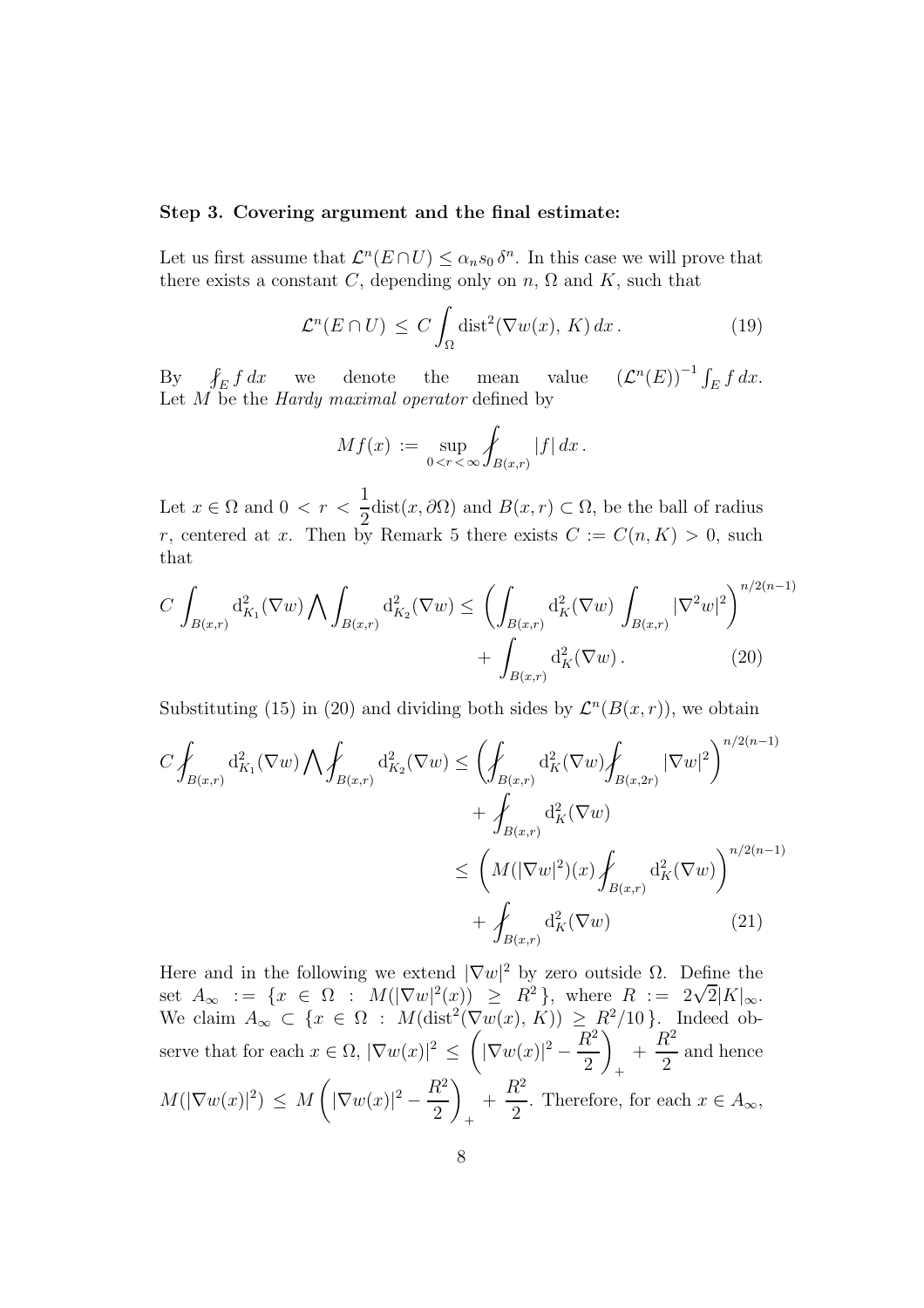**Step 3. Covering argument and the final estimate:**

Let us first assume that $\mathcal{L}^n(E \cap U) \le \alpha_n s_0 \, \delta^n$. In this case we will prove that there exists a constant $C$, depending only on $n$, $\Omega$ and $K$, such that

$$\mathcal{L}^n(E \cap U) \, \le \, C \int_\Omega \mathrm{dist}^2(\nabla w(x), \, K) \, dx \,. \tag{19}$$

By $\fint_E f \, dx$ we denote the mean value $(\mathcal{L}^n(E))^{-1} \int_E f \, dx$. Let $M$ be the *Hardy maximal operator* defined by

$$Mf(x) \, := \, \sup_{0 < r < \infty} \fint_{B(x,r)} |f| \, dx \,.$$

Let $x \in \Omega$ and $0 \, < \, r \, < \, \dfrac{1}{2}\mathrm{dist}(x, \partial\Omega)$ and $B(x,r) \subset \Omega$, be the ball of radius $r$, centered at $x$. Then by Remark 5 there exists $C := C(n, K) > 0$, such that

$$C \int_{B(x,r)} \mathrm{d}^2_{K_1}(\nabla w) \bigwedge \int_{B(x,r)} \mathrm{d}^2_{K_2}(\nabla w) \le \left( \int_{B(x,r)} \mathrm{d}^2_K(\nabla w) \int_{B(x,r)} |\nabla^2 w|^2 \right)^{n/2(n-1)} + \int_{B(x,r)} \mathrm{d}^2_K(\nabla w) \,. \tag{20}$$

Substituting (15) in (20) and dividing both sides by $\mathcal{L}^n(B(x,r))$, we obtain

$$\begin{aligned} C \fint_{B(x,r)} \mathrm{d}^2_{K_1}(\nabla w) \bigwedge \fint_{B(x,r)} \mathrm{d}^2_{K_2}(\nabla w) &\le \left( \fint_{B(x,r)} \mathrm{d}^2_K(\nabla w) \fint_{B(x,2r)} |\nabla w|^2 \right)^{n/2(n-1)} \\ &\quad + \fint_{B(x,r)} \mathrm{d}^2_K(\nabla w) \\ &\le \left( M(|\nabla w|^2)(x) \fint_{B(x,r)} \mathrm{d}^2_K(\nabla w) \right)^{n/2(n-1)} \\ &\quad + \fint_{B(x,r)} \mathrm{d}^2_K(\nabla w) \end{aligned} \tag{21}$$

Here and in the following we extend $|\nabla w|^2$ by zero outside $\Omega$. Define the set $A_\infty \; := \; \{x \, \in \, \Omega \; : \; M(|\nabla w|^2(x)) \; \ge \; R^2\}$, where $R \; := \; 2\sqrt{2}|K|_\infty$. We claim $A_\infty \subset \{x \in \Omega \; : \; M(\mathrm{dist}^2(\nabla w(x), \, K)) \ge R^2/10\}$. Indeed observe that for each $x \in \Omega$, $|\nabla w(x)|^2 \, \le \, \left( |\nabla w(x)|^2 - \dfrac{R^2}{2} \right)_+ + \dfrac{R^2}{2}$ and hence $M(|\nabla w(x)|^2) \, \le \, M\left( |\nabla w(x)|^2 - \dfrac{R^2}{2} \right)_+ + \dfrac{R^2}{2}$. Therefore, for each $x \in A_\infty$,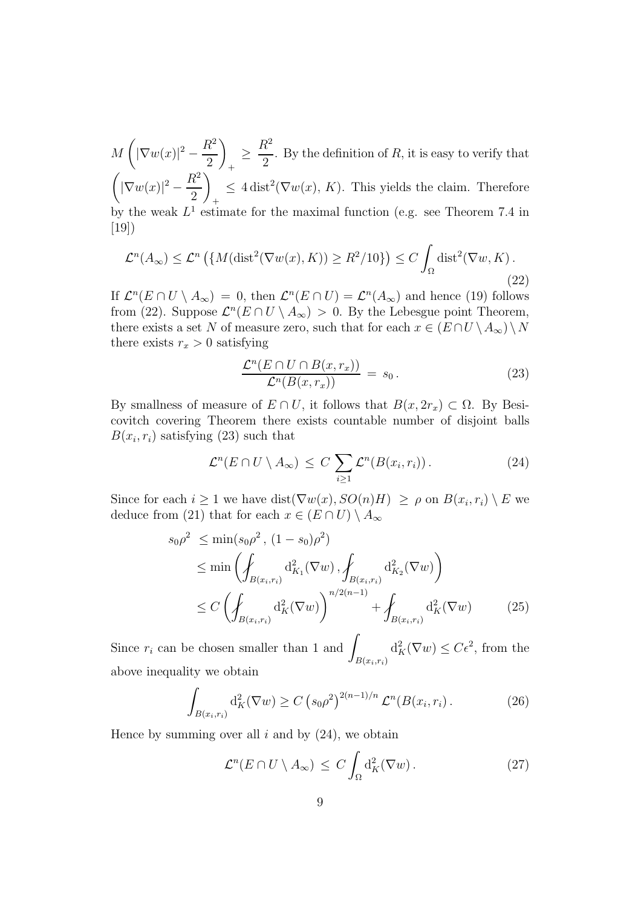$M\left(|\nabla w(x)|^2 - \dfrac{R^2}{2}\right)_+ \geq \dfrac{R^2}{2}$. By the definition of $R$, it is easy to verify that $\left(|\nabla w(x)|^2 - \dfrac{R^2}{2}\right)_+ \leq 4\,\mathrm{dist}^2(\nabla w(x),\,K)$. This yields the claim. Therefore by the weak $L^1$ estimate for the maximal function (e.g. see Theorem 7.4 in [19])

$$
\mathcal{L}^n(A_\infty) \leq \mathcal{L}^n\left(\{M(\mathrm{dist}^2(\nabla w(x), K)) \geq R^2/10\}\right) \leq C\int_\Omega \mathrm{dist}^2(\nabla w, K)\,. \tag{22}
$$

If $\mathcal{L}^n(E\cap U\setminus A_\infty) = 0$, then $\mathcal{L}^n(E\cap U) = \mathcal{L}^n(A_\infty)$ and hence (19) follows from (22). Suppose $\mathcal{L}^n(E\cap U\setminus A_\infty) > 0$. By the Lebesgue point Theorem, there exists a set $N$ of measure zero, such that for each $x\in(E\cap U\setminus A_\infty)\setminus N$ there exists $r_x > 0$ satisfying

$$
\frac{\mathcal{L}^n(E\cap U\cap B(x, r_x))}{\mathcal{L}^n(B(x, r_x))} \,=\, s_0\,. \tag{23}
$$

By smallness of measure of $E\cap U$, it follows that $B(x, 2r_x)\subset\Omega$. By Besicovitch covering Theorem there exists countable number of disjoint balls $B(x_i, r_i)$ satisfying (23) such that

$$
\mathcal{L}^n(E\cap U\setminus A_\infty) \,\leq\, C\sum_{i\geq 1}\mathcal{L}^n(B(x_i, r_i))\,. \tag{24}
$$

Since for each $i\geq 1$ we have $\mathrm{dist}(\nabla w(x), SO(n)H) \,\geq\, \rho$ on $B(x_i, r_i)\setminus E$ we deduce from (21) that for each $x\in(E\cap U)\setminus A_\infty$

$$
\begin{aligned}
s_0\rho^2 \;&\leq \min(s_0\rho^2\,,\,(1-s_0)\rho^2)\\
&\leq \min\left(\fint_{B(x_i,r_i)}\mathrm{d}^2_{K_1}(\nabla w)\,,\fint_{B(x_i,r_i)}\mathrm{d}^2_{K_2}(\nabla w)\right)\\
&\leq C\left(\fint_{B(x_i,r_i)}\mathrm{d}^2_{K}(\nabla w)\right)^{n/2(n-1)} + \fint_{B(x_i,r_i)}\mathrm{d}^2_{K}(\nabla w)
\end{aligned} \tag{25}
$$

Since $r_i$ can be chosen smaller than 1 and $\displaystyle\int_{B(x_i,r_i)}\mathrm{d}^2_K(\nabla w)\leq C\epsilon^2$, from the above inequality we obtain

$$
\int_{B(x_i,r_i)}\mathrm{d}^2_K(\nabla w) \geq C\left(s_0\rho^2\right)^{2(n-1)/n}\mathcal{L}^n(B(x_i, r_i)\,. \tag{26}
$$

Hence by summing over all $i$ and by (24), we obtain

$$
\mathcal{L}^n(E\cap U\setminus A_\infty) \,\leq\, C\int_\Omega \mathrm{d}^2_K(\nabla w)\,. \tag{27}
$$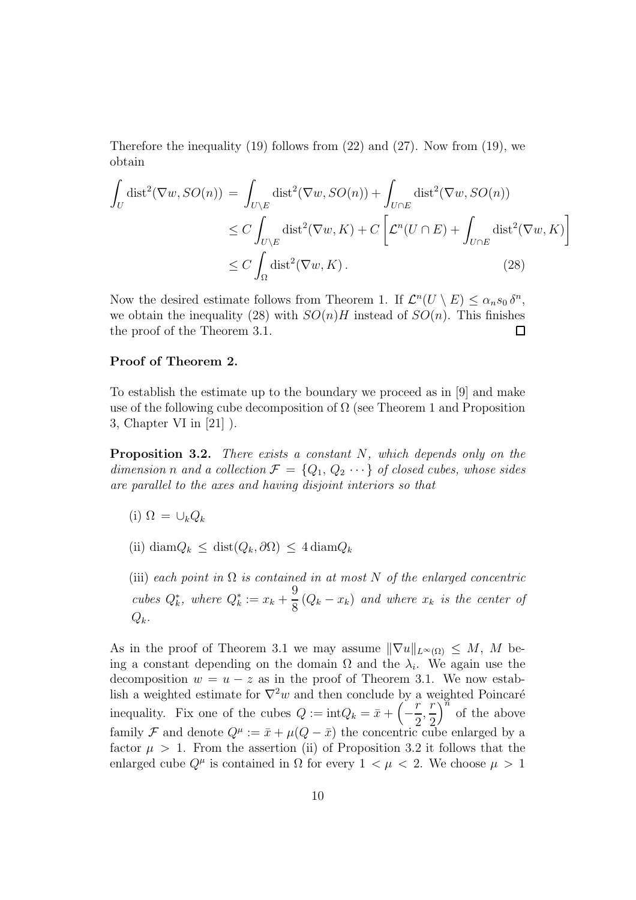Therefore the inequality (19) follows from (22) and (27). Now from (19), we obtain

$$
\begin{aligned}
\int_U \operatorname{dist}^2(\nabla w, SO(n)) &= \int_{U\setminus E} \operatorname{dist}^2(\nabla w, SO(n)) + \int_{U\cap E} \operatorname{dist}^2(\nabla w, SO(n)) \\
&\le C\int_{U\setminus E} \operatorname{dist}^2(\nabla w, K) + C\left[\mathcal{L}^n(U\cap E) + \int_{U\cap E} \operatorname{dist}^2(\nabla w, K)\right] \\
&\le C\int_\Omega \operatorname{dist}^2(\nabla w, K)\,. \qquad (28)
\end{aligned}
$$

Now the desired estimate follows from Theorem 1. If $\mathcal{L}^n(U\setminus E) \le \alpha_n s_0\,\delta^n$, we obtain the inequality (28) with $SO(n)H$ instead of $SO(n)$. This finishes the proof of the Theorem 3.1. □

**Proof of Theorem 2.**

To establish the estimate up to the boundary we proceed as in [9] and make use of the following cube decomposition of $\Omega$ (see Theorem 1 and Proposition 3, Chapter VI in [21] ).

**Proposition 3.2.** *There exists a constant $N$, which depends only on the dimension $n$ and a collection $\mathcal{F} = \{Q_1, Q_2 \cdots\}$ of closed cubes, whose sides are parallel to the axes and having disjoint interiors so that*

(i) $\Omega = \cup_k Q_k$

(ii) $\operatorname{diam} Q_k \le \operatorname{dist}(Q_k, \partial\Omega) \le 4\operatorname{diam} Q_k$

(iii) *each point in $\Omega$ is contained in at most $N$ of the enlarged concentric cubes $Q_k^*$, where $Q_k^* := x_k + \frac{9}{8}(Q_k - x_k)$ and where $x_k$ is the center of $Q_k$.*

As in the proof of Theorem 3.1 we may assume $\|\nabla u\|_{L^\infty(\Omega)} \le M$, $M$ being a constant depending on the domain $\Omega$ and the $\lambda_i$. We again use the decomposition $w = u - z$ as in the proof of Theorem 3.1. We now establish a weighted estimate for $\nabla^2 w$ and then conclude by a weighted Poincaré inequality. Fix one of the cubes $Q := \operatorname{int} Q_k = \bar{x} + \left(-\frac{r}{2}, \frac{r}{2}\right)^n$ of the above family $\mathcal{F}$ and denote $Q^\mu := \bar{x} + \mu(Q - \bar{x})$ the concentric cube enlarged by a factor $\mu > 1$. From the assertion (ii) of Proposition 3.2 it follows that the enlarged cube $Q^\mu$ is contained in $\Omega$ for every $1 < \mu < 2$. We choose $\mu > 1$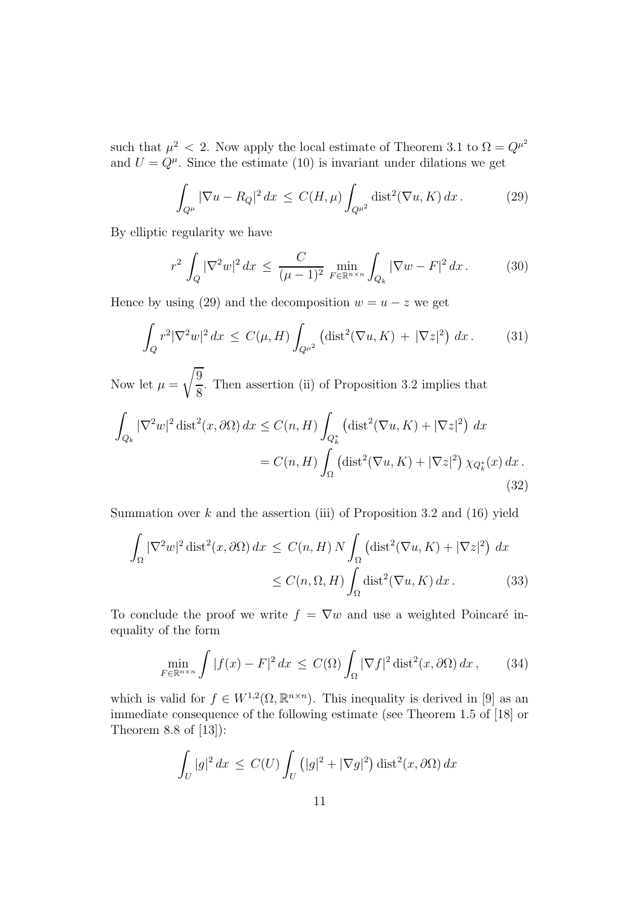such that $\mu^2 < 2$. Now apply the local estimate of Theorem 3.1 to $\Omega = Q^{\mu^2}$ and $U = Q^{\mu}$. Since the estimate (10) is invariant under dilations we get

$$\int_{Q^\mu} |\nabla u - R_Q|^2 \, dx \;\le\; C(H,\mu) \int_{Q^{\mu^2}} \operatorname{dist}^2(\nabla u, K) \, dx \,. \tag{29}$$

By elliptic regularity we have

$$r^2 \int_Q |\nabla^2 w|^2 \, dx \;\le\; \frac{C}{(\mu-1)^2} \min_{F \in \mathbb{R}^{n\times n}} \int_{Q_k} |\nabla w - F|^2 \, dx \,. \tag{30}$$

Hence by using (29) and the decomposition $w = u - z$ we get

$$\int_Q r^2 |\nabla^2 w|^2 \, dx \;\le\; C(\mu, H) \int_{Q^{\mu^2}} \left( \operatorname{dist}^2(\nabla u, K) \;+\; |\nabla z|^2 \right) \, dx \,. \tag{31}$$

Now let $\mu = \sqrt{\dfrac{9}{8}}$. Then assertion (ii) of Proposition 3.2 implies that

$$\begin{aligned}
\int_{Q_k} |\nabla^2 w|^2 \operatorname{dist}^2(x, \partial\Omega) \, dx &\le C(n,H) \int_{Q_k^*} \left( \operatorname{dist}^2(\nabla u, K) + |\nabla z|^2 \right) \, dx \\
&= C(n,H) \int_{\Omega} \left( \operatorname{dist}^2(\nabla u, K) + |\nabla z|^2 \right) \chi_{Q_k^*}(x) \, dx \,.
\end{aligned} \tag{32}$$

Summation over $k$ and the assertion (iii) of Proposition 3.2 and (16) yield

$$\begin{aligned}
\int_{\Omega} |\nabla^2 w|^2 \operatorname{dist}^2(x, \partial\Omega) \, dx \;&\le\; C(n,H)\, N \int_{\Omega} \left( \operatorname{dist}^2(\nabla u, K) + |\nabla z|^2 \right) \, dx \\
&\le C(n, \Omega, H) \int_{\Omega} \operatorname{dist}^2(\nabla u, K) \, dx \,.
\end{aligned} \tag{33}$$

To conclude the proof we write $f = \nabla w$ and use a weighted Poincaré inequality of the form

$$\min_{F \in \mathbb{R}^{n\times n}} \int |f(x) - F|^2 \, dx \;\le\; C(\Omega) \int_{\Omega} |\nabla f|^2 \operatorname{dist}^2(x, \partial\Omega) \, dx \,, \tag{34}$$

which is valid for $f \in W^{1,2}(\Omega, \mathbb{R}^{n\times n})$. This inequality is derived in [9] as an immediate consequence of the following estimate (see Theorem 1.5 of [18] or Theorem 8.8 of [13]):

$$\int_U |g|^2 \, dx \;\le\; C(U) \int_U \left( |g|^2 + |\nabla g|^2 \right) \operatorname{dist}^2(x, \partial\Omega) \, dx$$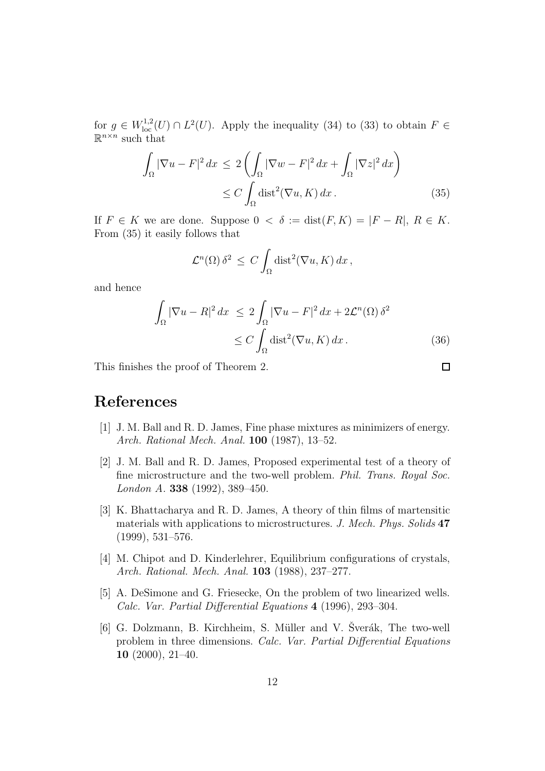for $g \in W^{1,2}_{\rm loc}(U) \cap L^2(U)$. Apply the inequality (34) to (33) to obtain $F \in \mathbb{R}^{n\times n}$ such that

$$
\begin{aligned}
\int_\Omega |\nabla u - F|^2\,dx \;&\le\; 2\left(\int_\Omega |\nabla w - F|^2\,dx + \int_\Omega |\nabla z|^2\,dx\right) \\
&\le C\int_\Omega \operatorname{dist}^2(\nabla u, K)\,dx\,. 
\end{aligned}
\tag{35}
$$

If $F \in K$ we are done. Suppose $0 < \delta := \operatorname{dist}(F,K) = |F - R|$, $R \in K$. From (35) it easily follows that

$$
\mathcal{L}^n(\Omega)\,\delta^2 \;\le\; C\int_\Omega \operatorname{dist}^2(\nabla u, K)\,dx\,,
$$

and hence

$$
\begin{aligned}
\int_\Omega |\nabla u - R|^2\,dx \;&\le\; 2\int_\Omega |\nabla u - F|^2\,dx + 2\mathcal{L}^n(\Omega)\,\delta^2 \\
&\le C\int_\Omega \operatorname{dist}^2(\nabla u, K)\,dx\,.
\end{aligned}
\tag{36}
$$

This finishes the proof of Theorem 2. ☐

# References

[1] J. M. Ball and R. D. James, Fine phase mixtures as minimizers of energy. *Arch. Rational Mech. Anal.* **100** (1987), 13–52.

[2] J. M. Ball and R. D. James, Proposed experimental test of a theory of fine microstructure and the two-well problem. *Phil. Trans. Royal Soc. London A.* **338** (1992), 389–450.

[3] K. Bhattacharya and R. D. James, A theory of thin films of martensitic materials with applications to microstructures. *J. Mech. Phys. Solids* **47** (1999), 531–576.

[4] M. Chipot and D. Kinderlehrer, Equilibrium configurations of crystals, *Arch. Rational. Mech. Anal.* **103** (1988), 237–277.

[5] A. DeSimone and G. Friesecke, On the problem of two linearized wells. *Calc. Var. Partial Differential Equations* **4** (1996), 293–304.

[6] G. Dolzmann, B. Kirchheim, S. Müller and V. Šverák, The two-well problem in three dimensions. *Calc. Var. Partial Differential Equations* **10** (2000), 21–40.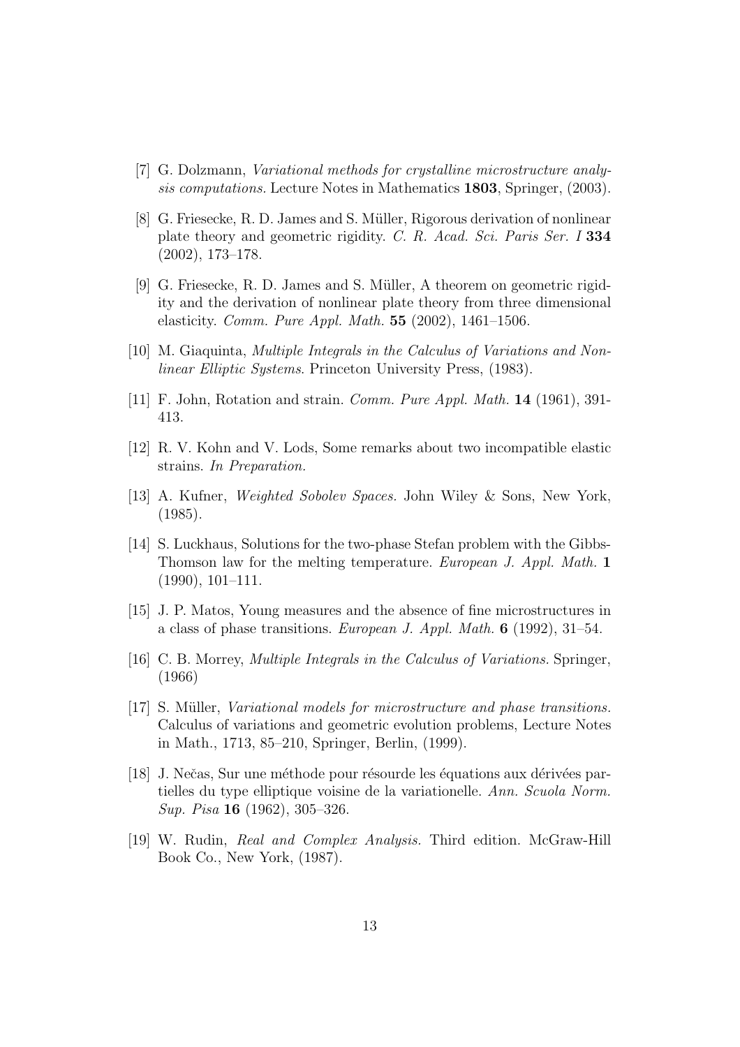[7] G. Dolzmann, *Variational methods for crystalline microstructure analysis computations.* Lecture Notes in Mathematics **1803**, Springer, (2003).

[8] G. Friesecke, R. D. James and S. Müller, Rigorous derivation of nonlinear plate theory and geometric rigidity. *C. R. Acad. Sci. Paris Ser. I* **334** (2002), 173–178.

[9] G. Friesecke, R. D. James and S. Müller, A theorem on geometric rigidity and the derivation of nonlinear plate theory from three dimensional elasticity. *Comm. Pure Appl. Math.* **55** (2002), 1461–1506.

[10] M. Giaquinta, *Multiple Integrals in the Calculus of Variations and Nonlinear Elliptic Systems*. Princeton University Press, (1983).

[11] F. John, Rotation and strain. *Comm. Pure Appl. Math.* **14** (1961), 391-413.

[12] R. V. Kohn and V. Lods, Some remarks about two incompatible elastic strains. *In Preparation.*

[13] A. Kufner, *Weighted Sobolev Spaces.* John Wiley & Sons, New York, (1985).

[14] S. Luckhaus, Solutions for the two-phase Stefan problem with the Gibbs-Thomson law for the melting temperature. *European J. Appl. Math.* **1** (1990), 101–111.

[15] J. P. Matos, Young measures and the absence of fine microstructures in a class of phase transitions. *European J. Appl. Math.* **6** (1992), 31–54.

[16] C. B. Morrey, *Multiple Integrals in the Calculus of Variations.* Springer, (1966)

[17] S. Müller, *Variational models for microstructure and phase transitions.* Calculus of variations and geometric evolution problems, Lecture Notes in Math., 1713, 85–210, Springer, Berlin, (1999).

[18] J. Nečas, Sur une méthode pour résourde les équations aux dérivées partielles du type elliptique voisine de la variationelle. *Ann. Scuola Norm. Sup. Pisa* **16** (1962), 305–326.

[19] W. Rudin, *Real and Complex Analysis.* Third edition. McGraw-Hill Book Co., New York, (1987).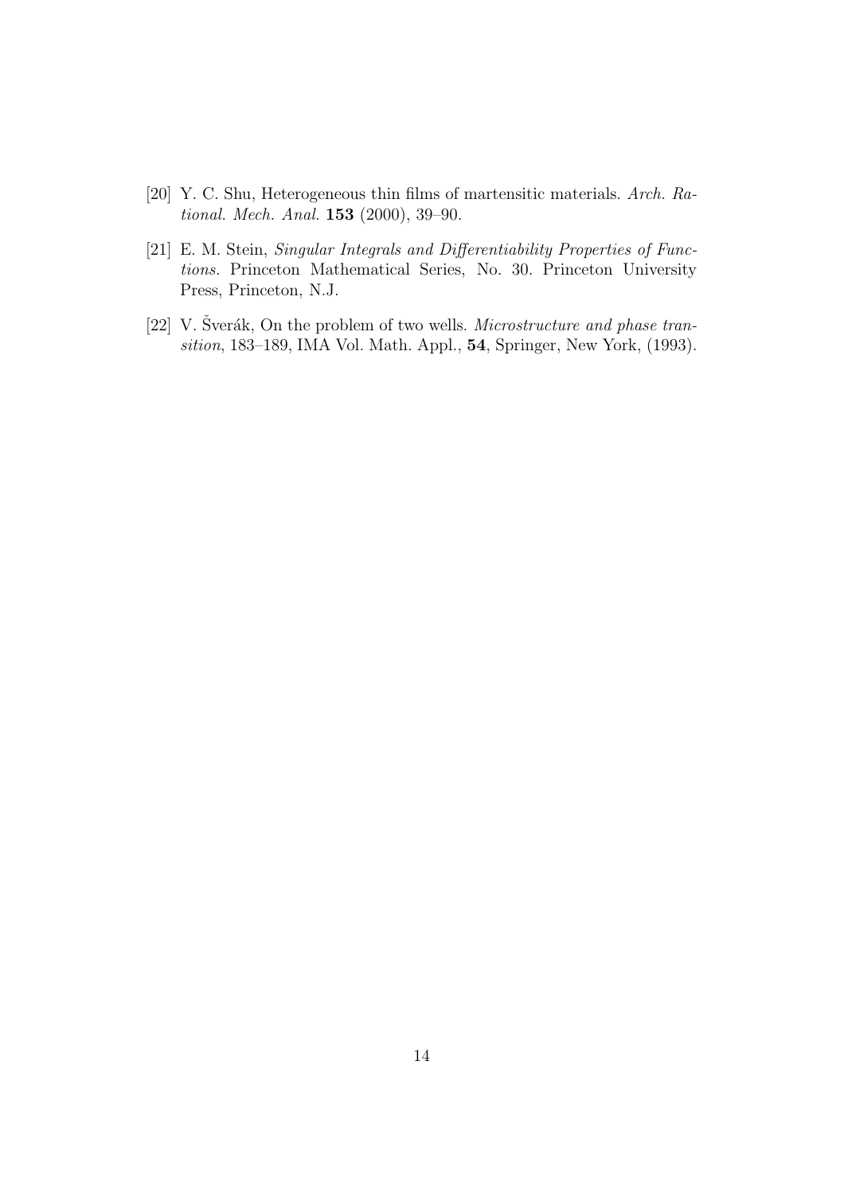[20] Y. C. Shu, Heterogeneous thin films of martensitic materials. *Arch. Rational. Mech. Anal.* **153** (2000), 39–90.

[21] E. M. Stein, *Singular Integrals and Differentiability Properties of Functions.* Princeton Mathematical Series, No. 30. Princeton University Press, Princeton, N.J.

[22] V. Šverák, On the problem of two wells. *Microstructure and phase transition*, 183–189, IMA Vol. Math. Appl., **54**, Springer, New York, (1993).